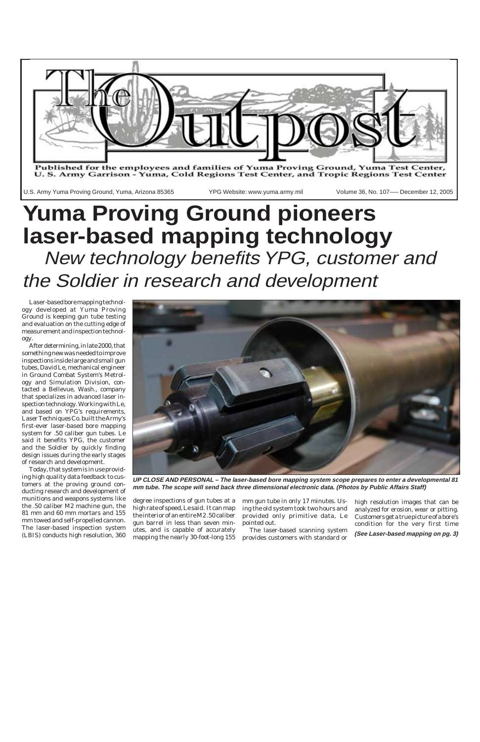# The Outpost

Published for the employees and families of Yuma Proving Ground, Yuma Test Center, U. S. Army Garrison - Yuma, Cold Regions Test Center, and Tropic Regions Test Center

U.S. Army Yuma Proving Ground, Yuma, Arizona 85365 | YPG Website: www.yuma.army.mil | Volume 36, No. 107— December 12, 2005

# Yuma Proving Ground pioneers laser-based mapping technology

## *New technology benefits YPG, customer and the Soldier in research and development*

Laser-based bore mapping technology developed at Yuma Proving Ground is keeping gun tube testing and evaluation on the cutting edge of measurement and inspection technology.

After determining, in late 2000, that something new was needed to improve inspections inside large and small gun tubes, David Le, mechanical engineer in Ground Combat System's Metrology and Simulation Division, contacted a Bellevue, Wash., company that specializes in advanced laser inspection technology. Working with Le, and based on YPG's requirements, Laser Techniques Co. built the Army's first-ever laser-based bore mapping system for .50 caliber gun tubes. Le said it benefits YPG, the customer and the Soldier by quickly finding design issues during the early stages of research and development.

Today, that system is in use providing high quality data feedback to customers at the proving ground conducting research and development of munitions and weapons systems like the .50 caliber M2 machine gun, the 81 mm and 60 mm mortars and 155 mm towed and self-propelled cannon. The laser-based inspection system (LBIS) conducts high resolution, 360 degree inspections of gun tubes at a high rate of speed, Le said. It can map the interior of an entire M2 .50 caliber gun barrel in less than seven minutes, and is capable of accurately mapping the nearly 30-foot-long 155 mm gun tube in only 17 minutes. Using the old system took two hours and provided only primitive data, Le pointed out.

**UP CLOSE AND PERSONAL – The laser-based bore mapping system scope prepares to enter a developmental 81 mm tube. The scope will send back three dimensional electronic data. (Photos by Public Affairs Staff)**

The laser-based scanning system provides customers with standard or high resolution images that can be analyzed for erosion, wear or pitting. Customers get a true picture of a bore's condition for the very first time

***(See Laser-based mapping on pg. 3)***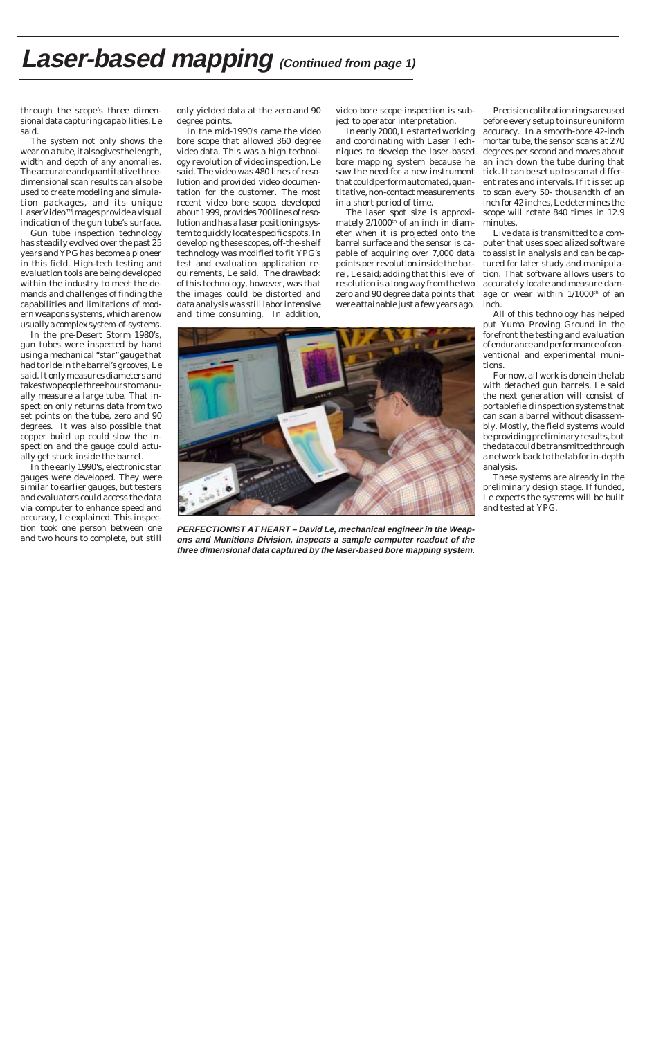# Laser-based mapping *(Continued from page 1)*

through the scope's three dimensional data capturing capabilities, Le said.

The system not only shows the wear on a tube, it also gives the length, width and depth of any anomalies. The accurate and quantitative three-dimensional scan results can also be used to create modeling and simulation packages, and its unique LaserVideo™ images provide a visual indication of the gun tube's surface.

Gun tube inspection technology has steadily evolved over the past 25 years and YPG has become a pioneer in this field. High-tech testing and evaluation tools are being developed within the industry to meet the demands and challenges of finding the capabilities and limitations of modern weapons systems, which are now usually a complex system-of-systems.

In the pre-Desert Storm 1980's, gun tubes were inspected by hand using a mechanical "star" gauge that had to ride in the barrel's grooves, Le said. It only measures diameters and takes two people three hours to manually measure a large tube. That inspection only returns data from two set points on the tube, zero and 90 degrees. It was also possible that copper build up could slow the inspection and the gauge could actually get stuck inside the barrel.

In the early 1990's, electronic star gauges were developed. They were similar to earlier gauges, but testers and evaluators could access the data via computer to enhance speed and accuracy, Le explained. This inspection took one person between one and two hours to complete, but still only yielded data at the zero and 90 degree points.

In the mid-1990's came the video bore scope that allowed 360 degree video data. This was a high technology revolution of video inspection, Le said. The video was 480 lines of resolution and provided video documentation for the customer. The most recent video bore scope, developed about 1999, provides 700 lines of resolution and has a laser positioning system to quickly locate specific spots. In developing these scopes, off-the-shelf technology was modified to fit YPG's test and evaluation application requirements, Le said. The drawback of this technology, however, was that the images could be distorted and data analysis was still labor intensive and time consuming. In addition, video bore scope inspection is subject to operator interpretation.

In early 2000, Le started working and coordinating with Laser Techniques to develop the laser-based bore mapping system because he saw the need for a new instrument that could perform automated, quantitative, non-contact measurements in a short period of time.

The laser spot size is approximately 2/1000th of an inch in diameter when it is projected onto the barrel surface and the sensor is capable of acquiring over 7,000 data points per revolution inside the barrel, Le said; adding that this level of resolution is a long way from the two zero and 90 degree data points that were attainable just a few years ago.

Precision calibration rings are used before every setup to insure uniform accuracy. In a smooth-bore 42-inch mortar tube, the sensor scans at 270 degrees per second and moves about an inch down the tube during that tick. It can be set up to scan at different rates and intervals. If it is set up to scan every 50- thousandth of an inch for 42 inches, Le determines the scope will rotate 840 times in 12.9 minutes.

Live data is transmitted to a computer that uses specialized software to assist in analysis and can be captured for later study and manipulation. That software allows users to accurately locate and measure damage or wear within 1/1000th of an inch.

All of this technology has helped put Yuma Proving Ground in the forefront the testing and evaluation of endurance and performance of conventional and experimental munitions.

For now, all work is done in the lab with detached gun barrels. Le said the next generation will consist of portable field inspection systems that can scan a barrel without disassembly. Mostly, the field systems would be providing preliminary results, but the data could be transmitted through a network back to the lab for in-depth analysis.

These systems are already in the preliminary design stage. If funded, Le expects the systems will be built and tested at YPG.

**PERFECTIONIST AT HEART – David Le, mechanical engineer in the Weapons and Munitions Division, inspects a sample computer readout of the three dimensional data captured by the laser-based bore mapping system.**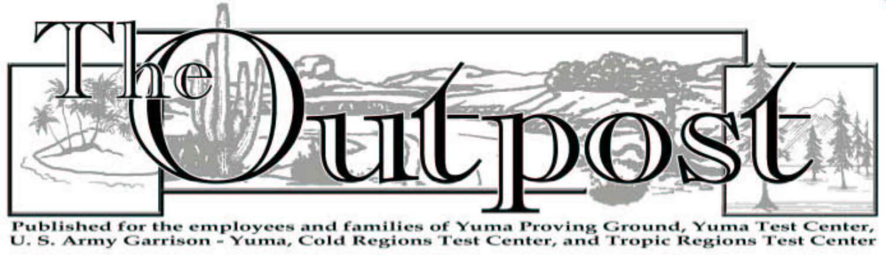# The Outpost

Published for the employees and families of Yuma Proving Ground, Yuma Test Center, U. S. Army Garrison - Yuma, Cold Regions Test Center, and Tropic Regions Test Center